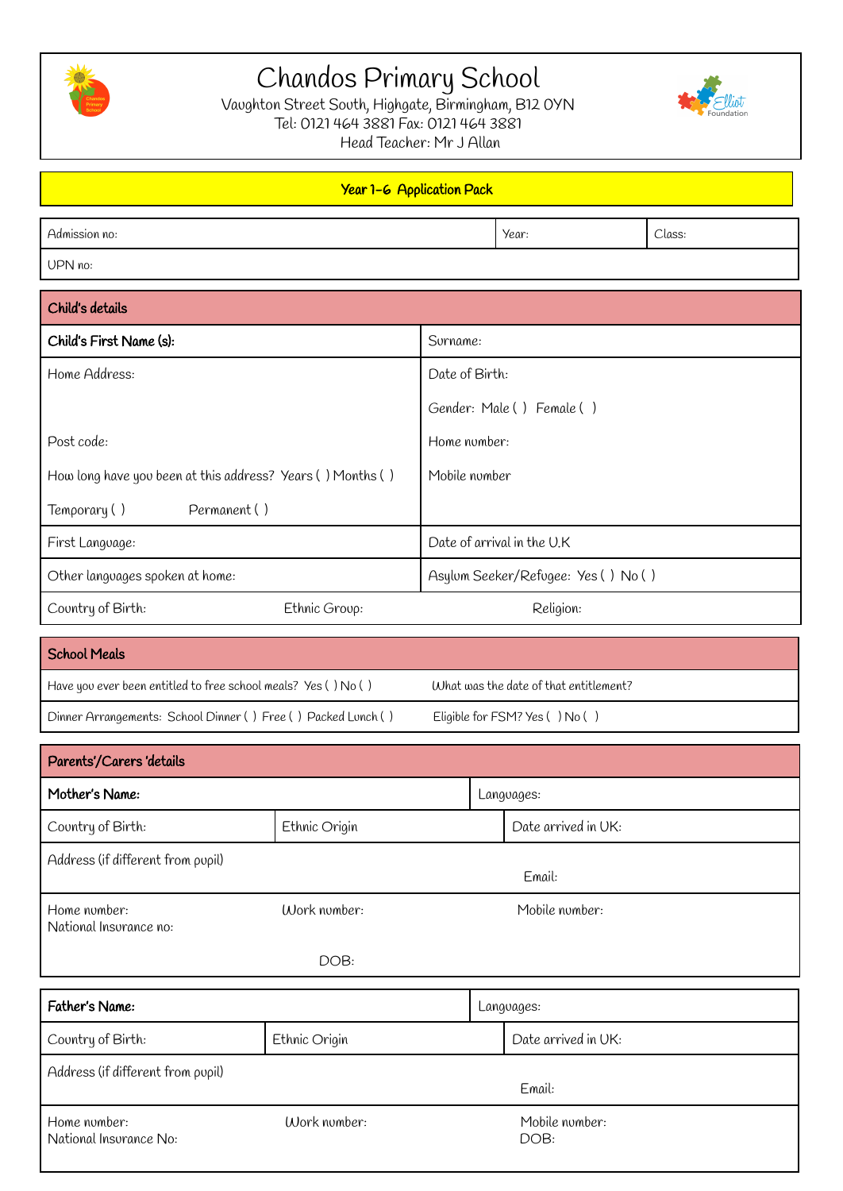# Chandos Primary School

Vaughton Street South, Highgate, Birmingham, B12 0YN
Tel: 0121 464 3881 Fax: 0121 464 3881
Head Teacher: Mr J Allan

## Year 1-6 Application Pack

| Admission no: | Year: | Class: |
|---|---|---|
| UPN no: | | |

| **Child's details** | |
|---|---|
| **Child's First Name (s):** | Surname: |
| Home Address: | Date of Birth: |
| | Gender: Male ( ) Female ( ) |
| Post code: | Home number: |
| How long have you been at this address? Years ( ) Months ( ) | Mobile number |
| Temporary ( ) Permanent ( ) | |
| First Language: | Date of arrival in the U.K |
| Other languages spoken at home: | Asylum Seeker/Refugee: Yes ( ) No ( ) |
| Country of Birth: Ethnic Group: | Religion: |

| **School Meals** | |
|---|---|
| Have you ever been entitled to free school meals? Yes ( ) No ( ) | What was the date of that entitlement? |
| Dinner Arrangements: School Dinner ( ) Free ( ) Packed Lunch ( ) | Eligible for FSM? Yes ( ) No ( ) |

| **Parents'/Carers 'details** | | |
|---|---|---|
| **Mother's Name:** | | Languages: |
| Country of Birth: | Ethnic Origin | Date arrived in UK: |
| Address (if different from pupil) | | Email: |
| Home number:<br>National Insurance no: | Work number:<br>DOB: | Mobile number: |

| **Father's Name:** | | Languages: |
|---|---|---|
| Country of Birth: | Ethnic Origin | Date arrived in UK: |
| Address (if different from pupil) | | Email: |
| Home number:<br>National Insurance No: | Work number: | Mobile number:<br>DOB: |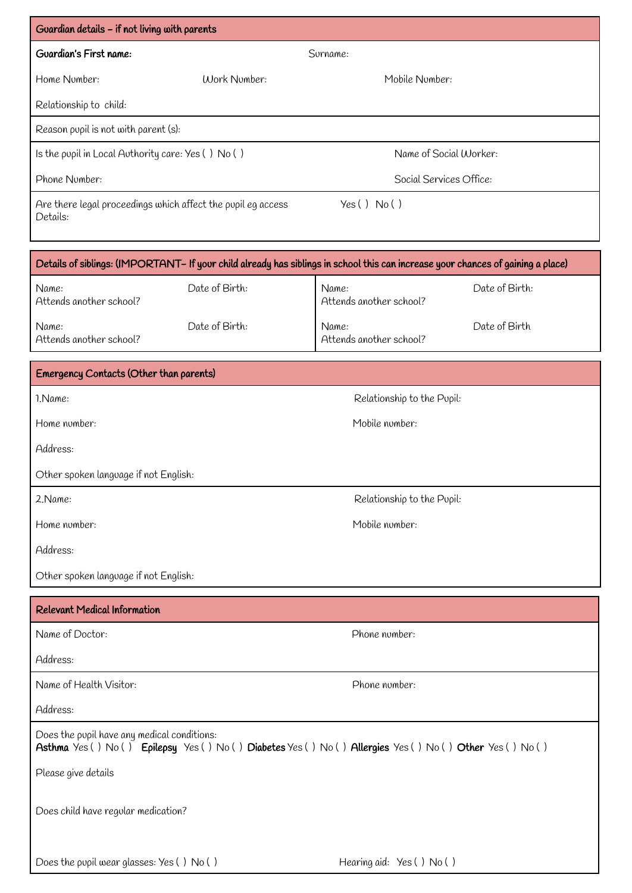## Guardian details – if not living with parents

**Guardian's First name:** Surname:

Home Number: Work Number: Mobile Number:

Relationship to child:

Reason pupil is not with parent (s):

Is the pupil in Local Authority care: Yes ( ) No ( ) Name of Social Worker:

Phone Number: Social Services Office:

Are there legal proceedings which affect the pupil eg access Yes ( ) No ( )
Details:

## Details of siblings: (IMPORTANT– If your child already has siblings in school this can increase your chances of gaining a place)

Name: Date of Birth:
Attends another school?

Name: Date of Birth:
Attends another school?

Name: Date of Birth:
Attends another school?

Name: Date of Birth
Attends another school?

## Emergency Contacts (Other than parents)

1.Name: Relationship to the Pupil:

Home number: Mobile number:

Address:

Other spoken language if not English:

2.Name: Relationship to the Pupil:

Home number: Mobile number:

Address:

Other spoken language if not English:

## Relevant Medical Information

Name of Doctor: Phone number:

Address:

Name of Health Visitor: Phone number:

Address:

Does the pupil have any medical conditions:
**Asthma** Yes ( ) No ( ) **Epilepsy** Yes ( ) No ( ) **Diabetes** Yes ( ) No ( ) **Allergies** Yes ( ) No ( ) **Other** Yes ( ) No ( )

Please give details

Does child have regular medication?

Does the pupil wear glasses: Yes ( ) No ( ) Hearing aid: Yes ( ) No ( )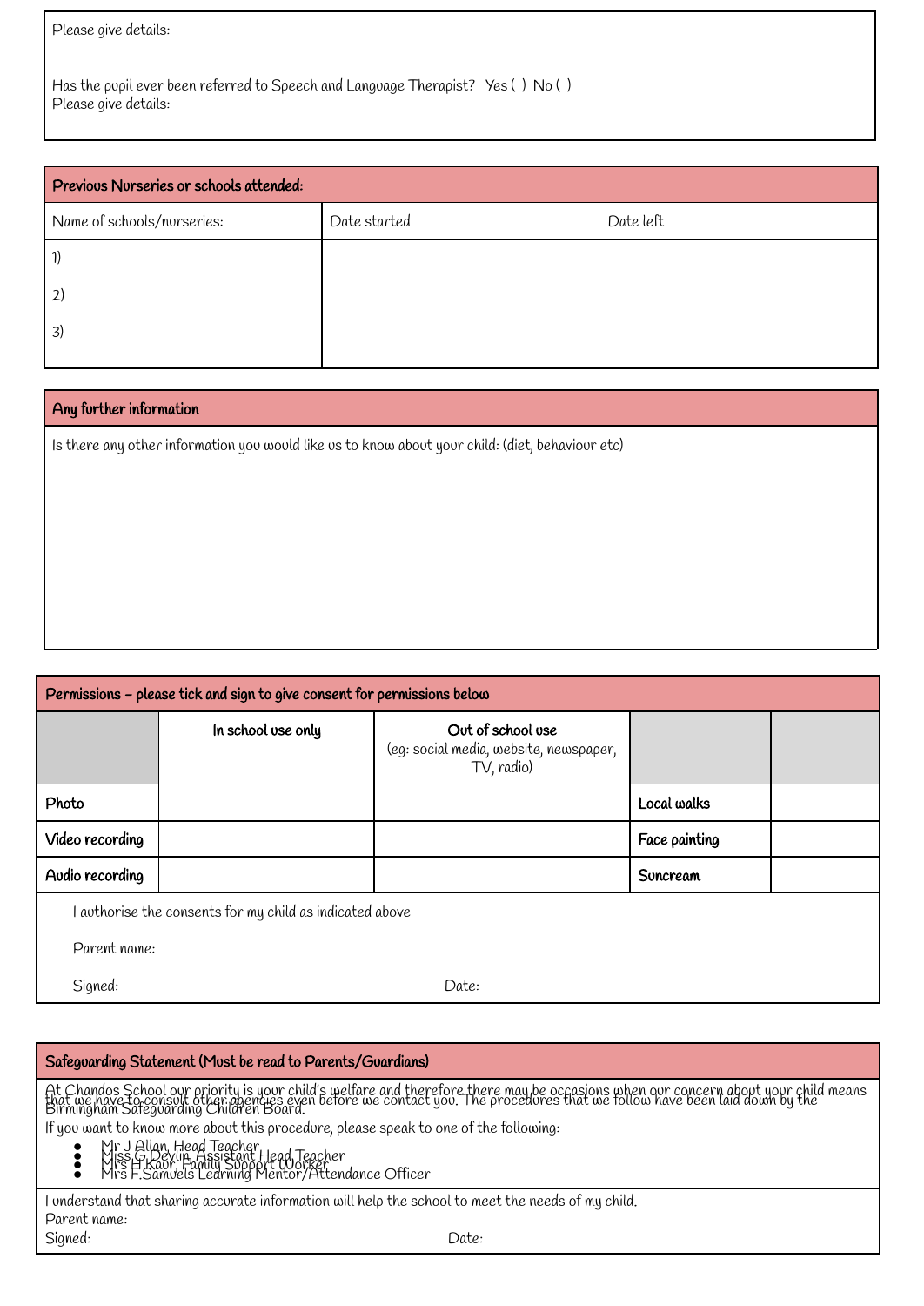Please give details:

Has the pupil ever been referred to Speech and Language Therapist? Yes ( ) No ( )
Please give details:

| **Previous Nurseries or schools attended:** | | |
|---|---|---|
| Name of schools/nurseries: | Date started | Date left |
| 1)<br><br>2)<br><br>3) | | |

| **Any further information** |
|---|
| Is there any other information you would like us to know about your child: (diet, behaviour etc) |

| **Permissions – please tick and sign to give consent for permissions below** | | | | |
|---|---|---|---|---|
| | **In school use only** | **Out of school use** (eg: social media, website, newspaper, TV, radio) | | |
| **Photo** | | | **Local walks** | |
| **Video recording** | | | **Face painting** | |
| **Audio recording** | | | **Suncream** | |

I authorise the consents for my child as indicated above

Parent name:

Signed: Date:

**Safeguarding Statement (Must be read to Parents/Guardians)**

At Chandos School our priority is your child's welfare and therefore there may be occasions when our concern about your child means that we have to consult other agencies even before we contact you. The procedures that we follow have been laid down by the Birmingham Safeguarding Children Board.

If you want to know more about this procedure, please speak to one of the following:

- Mr J Allan, Head Teacher
- Miss G Devlin, Assistant Head Teacher
- Mrs H Kaur, Family Support Worker
- Mrs F.Samuels Learning Mentor/Attendance Officer

I understand that sharing accurate information will help the school to meet the needs of my child.
Parent name:
Signed: Date: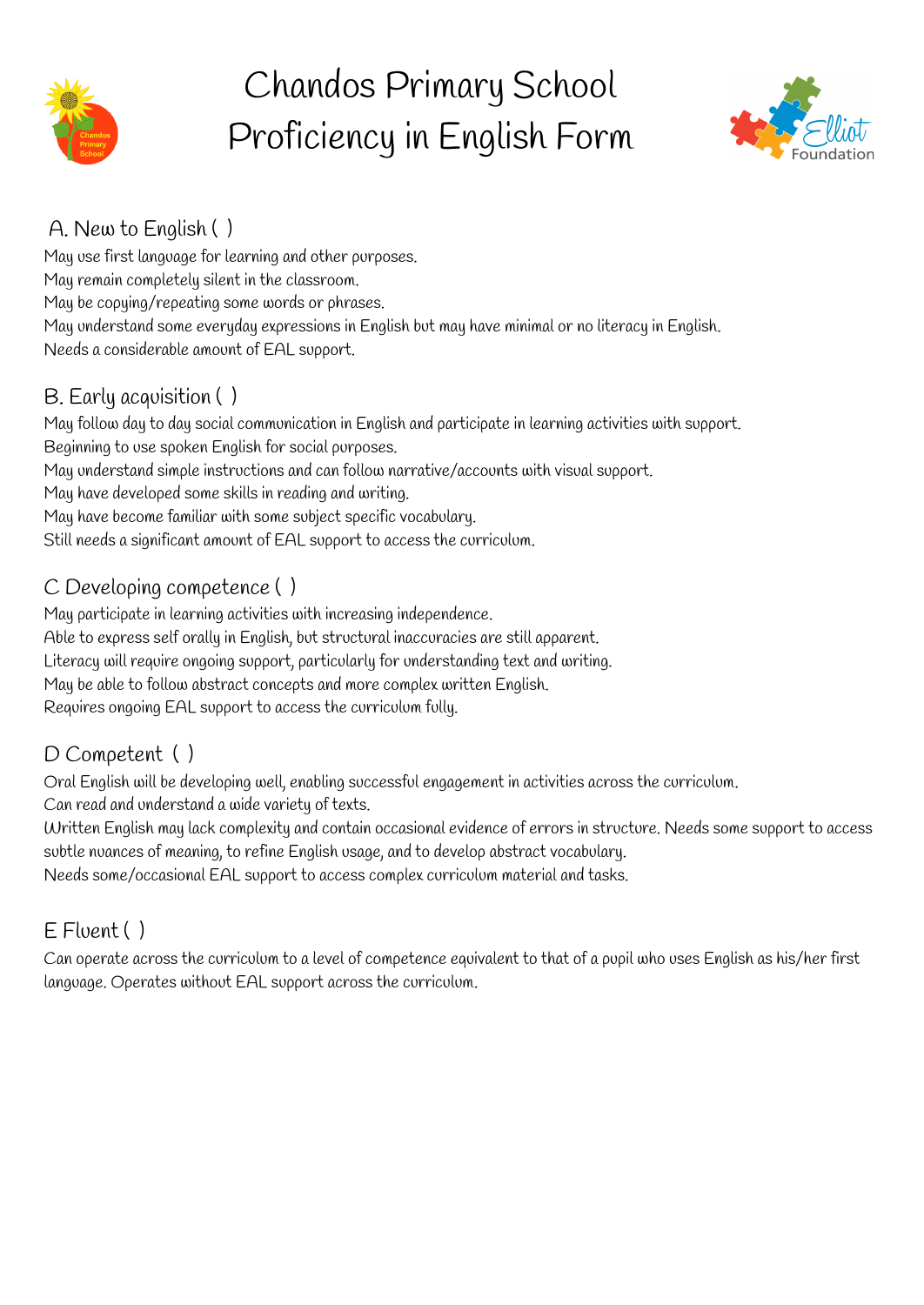# Chandos Primary School
# Proficiency in English Form

## A. New to English ( )

May use first language for learning and other purposes.
May remain completely silent in the classroom.
May be copying/repeating some words or phrases.
May understand some everyday expressions in English but may have minimal or no literacy in English.
Needs a considerable amount of EAL support.

## B. Early acquisition ( )

May follow day to day social communication in English and participate in learning activities with support.
Beginning to use spoken English for social purposes.
May understand simple instructions and can follow narrative/accounts with visual support.
May have developed some skills in reading and writing.
May have become familiar with some subject specific vocabulary.
Still needs a significant amount of EAL support to access the curriculum.

## C Developing competence ( )

May participate in learning activities with increasing independence.
Able to express self orally in English, but structural inaccuracies are still apparent.
Literacy will require ongoing support, particularly for understanding text and writing.
May be able to follow abstract concepts and more complex written English.
Requires ongoing EAL support to access the curriculum fully.

## D Competent ( )

Oral English will be developing well, enabling successful engagement in activities across the curriculum.
Can read and understand a wide variety of texts.
Written English may lack complexity and contain occasional evidence of errors in structure. Needs some support to access subtle nuances of meaning, to refine English usage, and to develop abstract vocabulary.
Needs some/occasional EAL support to access complex curriculum material and tasks.

## E Fluent ( )

Can operate across the curriculum to a level of competence equivalent to that of a pupil who uses English as his/her first language. Operates without EAL support across the curriculum.